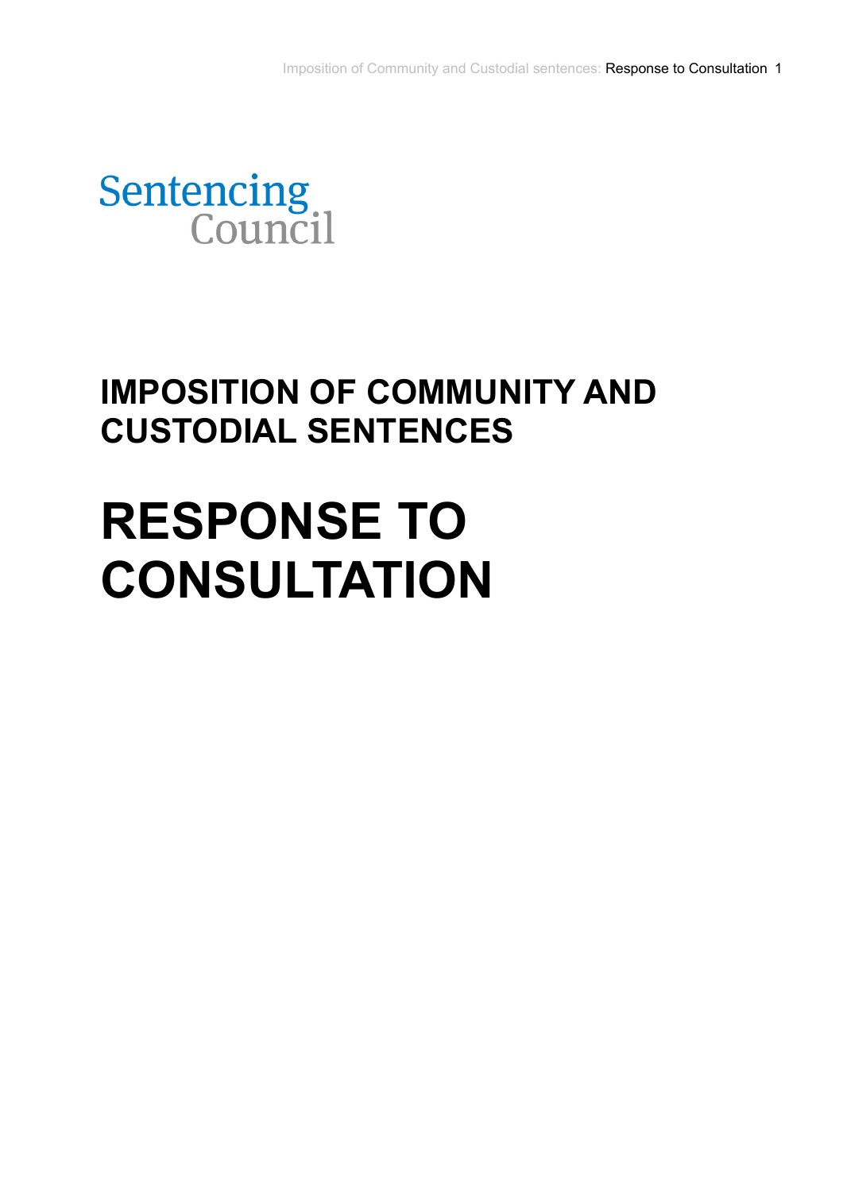Sentencing Council

# IMPOSITION OF COMMUNITY AND CUSTODIAL SENTENCES

# RESPONSE TO CONSULTATION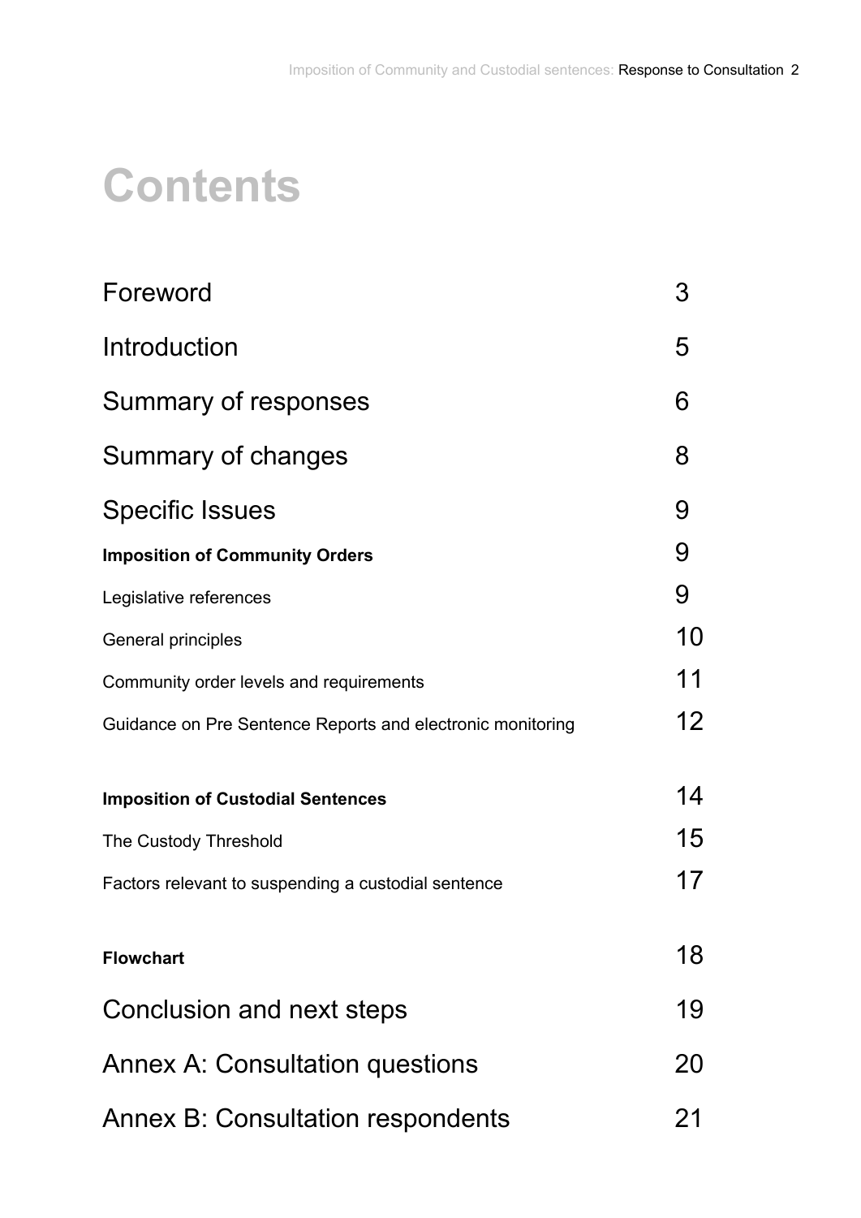# Contents

| | |
|---|---|
| Foreword | 3 |
| Introduction | 5 |
| Summary of responses | 6 |
| Summary of changes | 8 |
| Specific Issues | 9 |
| **Imposition of Community Orders** | 9 |
| Legislative references | 9 |
| General principles | 10 |
| Community order levels and requirements | 11 |
| Guidance on Pre Sentence Reports and electronic monitoring | 12 |
| **Imposition of Custodial Sentences** | 14 |
| The Custody Threshold | 15 |
| Factors relevant to suspending a custodial sentence | 17 |
| **Flowchart** | 18 |
| Conclusion and next steps | 19 |
| Annex A: Consultation questions | 20 |
| Annex B: Consultation respondents | 21 |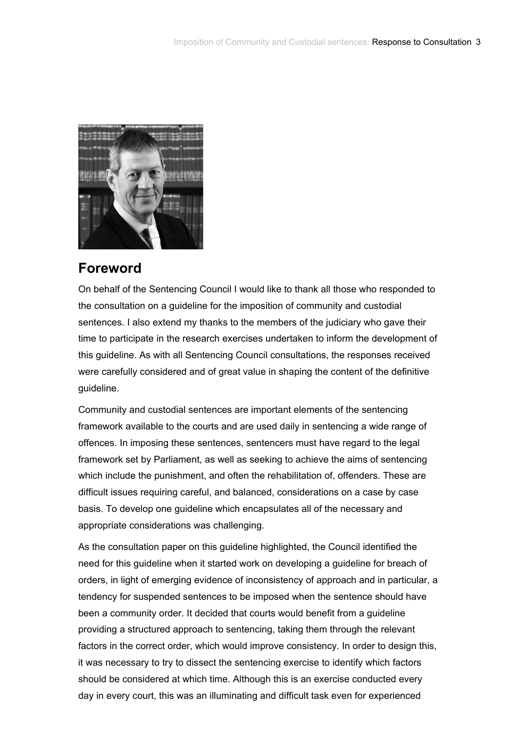## Foreword

On behalf of the Sentencing Council I would like to thank all those who responded to the consultation on a guideline for the imposition of community and custodial sentences. I also extend my thanks to the members of the judiciary who gave their time to participate in the research exercises undertaken to inform the development of this guideline. As with all Sentencing Council consultations, the responses received were carefully considered and of great value in shaping the content of the definitive guideline.

Community and custodial sentences are important elements of the sentencing framework available to the courts and are used daily in sentencing a wide range of offences. In imposing these sentences, sentencers must have regard to the legal framework set by Parliament, as well as seeking to achieve the aims of sentencing which include the punishment, and often the rehabilitation of, offenders. These are difficult issues requiring careful, and balanced, considerations on a case by case basis. To develop one guideline which encapsulates all of the necessary and appropriate considerations was challenging.

As the consultation paper on this guideline highlighted, the Council identified the need for this guideline when it started work on developing a guideline for breach of orders, in light of emerging evidence of inconsistency of approach and in particular, a tendency for suspended sentences to be imposed when the sentence should have been a community order. It decided that courts would benefit from a guideline providing a structured approach to sentencing, taking them through the relevant factors in the correct order, which would improve consistency. In order to design this, it was necessary to try to dissect the sentencing exercise to identify which factors should be considered at which time. Although this is an exercise conducted every day in every court, this was an illuminating and difficult task even for experienced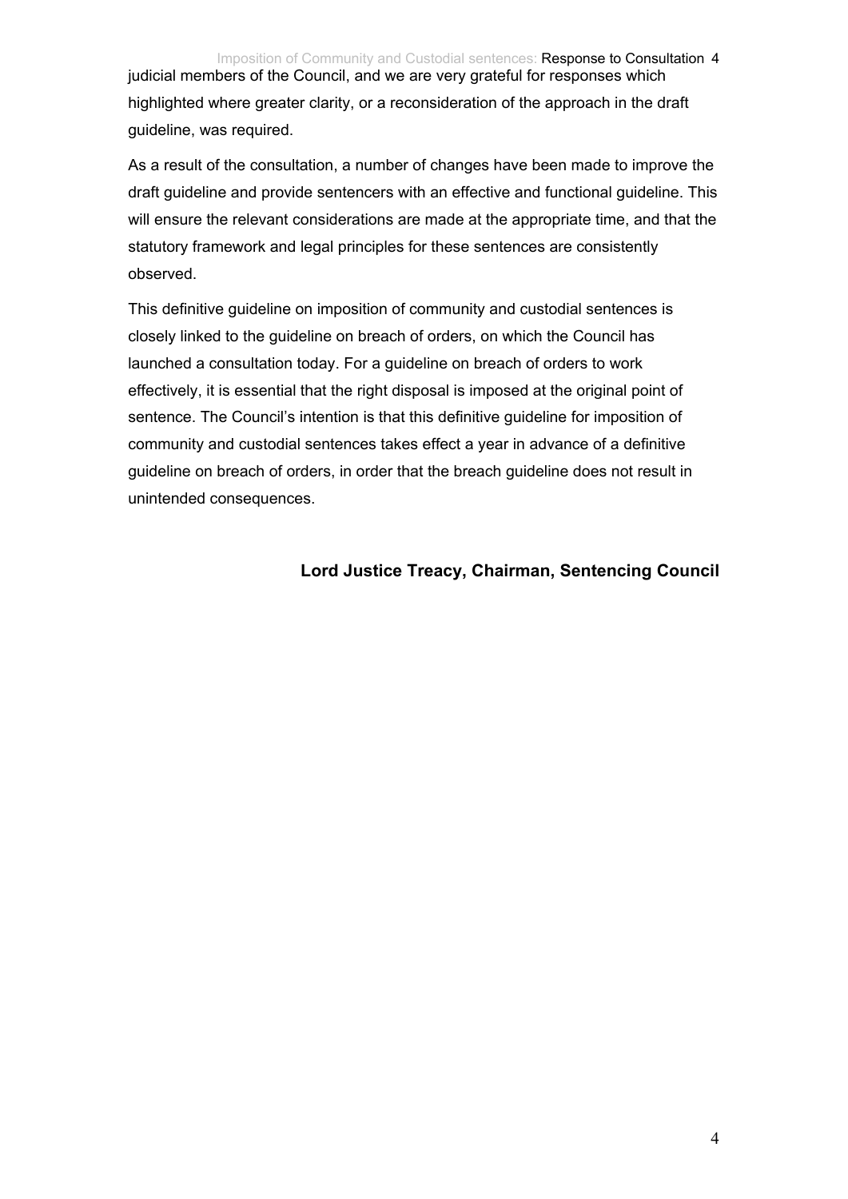judicial members of the Council, and we are very grateful for responses which highlighted where greater clarity, or a reconsideration of the approach in the draft guideline, was required.

As a result of the consultation, a number of changes have been made to improve the draft guideline and provide sentencers with an effective and functional guideline. This will ensure the relevant considerations are made at the appropriate time, and that the statutory framework and legal principles for these sentences are consistently observed.

This definitive guideline on imposition of community and custodial sentences is closely linked to the guideline on breach of orders, on which the Council has launched a consultation today. For a guideline on breach of orders to work effectively, it is essential that the right disposal is imposed at the original point of sentence. The Council's intention is that this definitive guideline for imposition of community and custodial sentences takes effect a year in advance of a definitive guideline on breach of orders, in order that the breach guideline does not result in unintended consequences.

**Lord Justice Treacy, Chairman, Sentencing Council**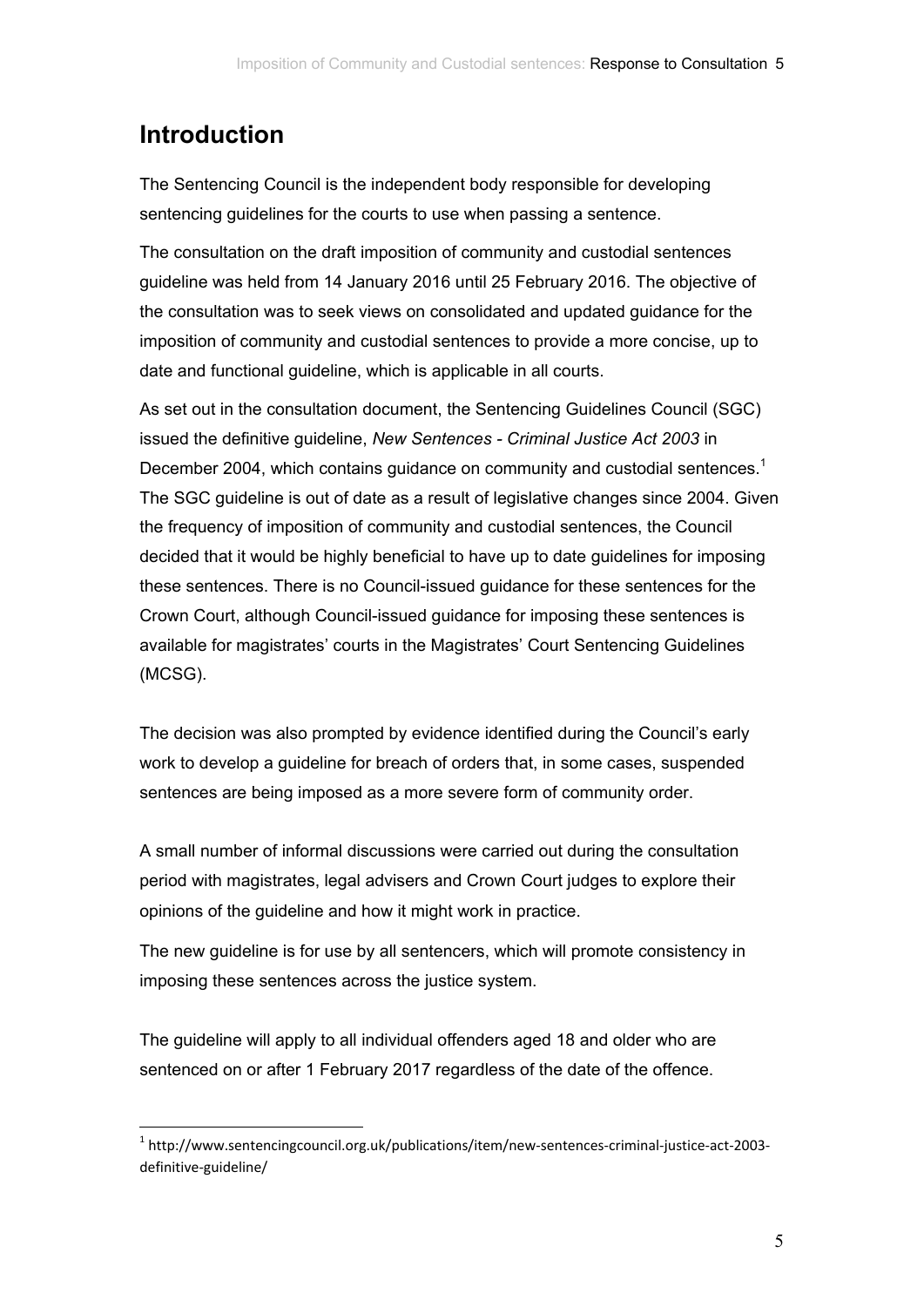## Introduction

The Sentencing Council is the independent body responsible for developing sentencing guidelines for the courts to use when passing a sentence.

The consultation on the draft imposition of community and custodial sentences guideline was held from 14 January 2016 until 25 February 2016. The objective of the consultation was to seek views on consolidated and updated guidance for the imposition of community and custodial sentences to provide a more concise, up to date and functional guideline, which is applicable in all courts.

As set out in the consultation document, the Sentencing Guidelines Council (SGC) issued the definitive guideline, *New Sentences - Criminal Justice Act 2003* in December 2004, which contains guidance on community and custodial sentences.[1] The SGC guideline is out of date as a result of legislative changes since 2004. Given the frequency of imposition of community and custodial sentences, the Council decided that it would be highly beneficial to have up to date guidelines for imposing these sentences. There is no Council-issued guidance for these sentences for the Crown Court, although Council-issued guidance for imposing these sentences is available for magistrates' courts in the Magistrates' Court Sentencing Guidelines (MCSG).

The decision was also prompted by evidence identified during the Council's early work to develop a guideline for breach of orders that, in some cases, suspended sentences are being imposed as a more severe form of community order.

A small number of informal discussions were carried out during the consultation period with magistrates, legal advisers and Crown Court judges to explore their opinions of the guideline and how it might work in practice.

The new guideline is for use by all sentencers, which will promote consistency in imposing these sentences across the justice system.

The guideline will apply to all individual offenders aged 18 and older who are sentenced on or after 1 February 2017 regardless of the date of the offence.

---

[1] http://www.sentencingcouncil.org.uk/publications/item/new-sentences-criminal-justice-act-2003-definitive-guideline/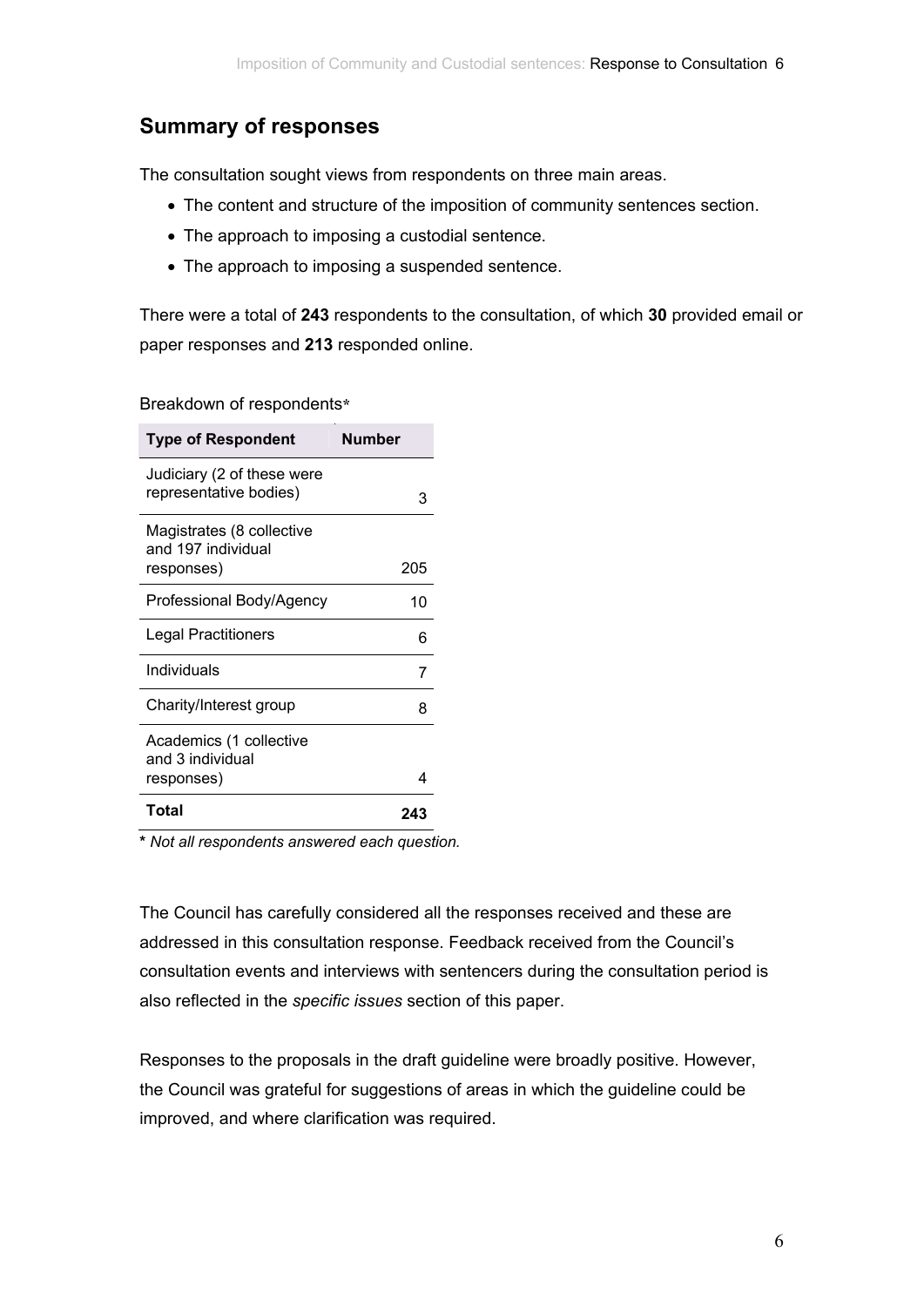## Summary of responses

The consultation sought views from respondents on three main areas.

- The content and structure of the imposition of community sentences section.
- The approach to imposing a custodial sentence.
- The approach to imposing a suspended sentence.

There were a total of **243** respondents to the consultation, of which **30** provided email or paper responses and **213** responded online.

Breakdown of respondents*

| Type of Respondent | Number |
|---|---|
| Judiciary (2 of these were representative bodies) | 3 |
| Magistrates (8 collective and 197 individual responses) | 205 |
| Professional Body/Agency | 10 |
| Legal Practitioners | 6 |
| Individuals | 7 |
| Charity/Interest group | 8 |
| Academics (1 collective and 3 individual responses) | 4 |
| **Total** | **243** |

**\*** *Not all respondents answered each question.*

The Council has carefully considered all the responses received and these are addressed in this consultation response. Feedback received from the Council's consultation events and interviews with sentencers during the consultation period is also reflected in the *specific issues* section of this paper.

Responses to the proposals in the draft guideline were broadly positive. However, the Council was grateful for suggestions of areas in which the guideline could be improved, and where clarification was required.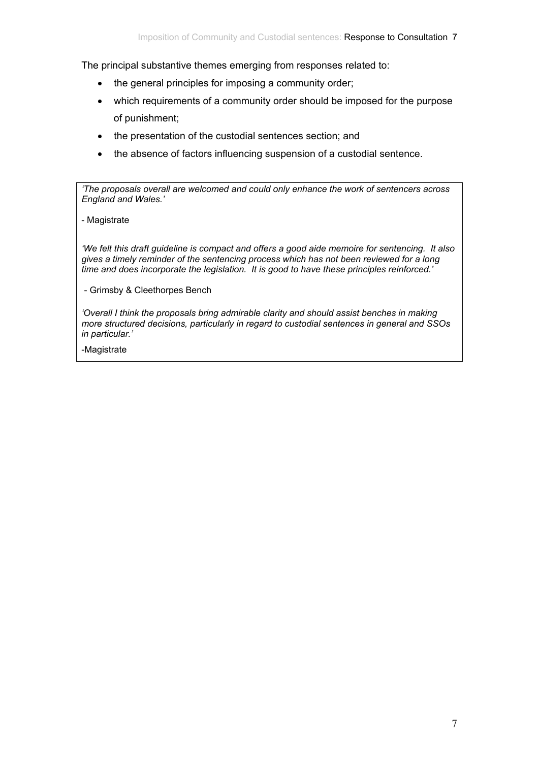The principal substantive themes emerging from responses related to:

- the general principles for imposing a community order;
- which requirements of a community order should be imposed for the purpose of punishment;
- the presentation of the custodial sentences section; and
- the absence of factors influencing suspension of a custodial sentence.

> *'The proposals overall are welcomed and could only enhance the work of sentencers across England and Wales.'*
>
> \- Magistrate
>
> *'We felt this draft guideline is compact and offers a good aide memoire for sentencing. It also gives a timely reminder of the sentencing process which has not been reviewed for a long time and does incorporate the legislation. It is good to have these principles reinforced.'*
>
> \- Grimsby & Cleethorpes Bench
>
> *'Overall I think the proposals bring admirable clarity and should assist benches in making more structured decisions, particularly in regard to custodial sentences in general and SSOs in particular.'*
>
> -Magistrate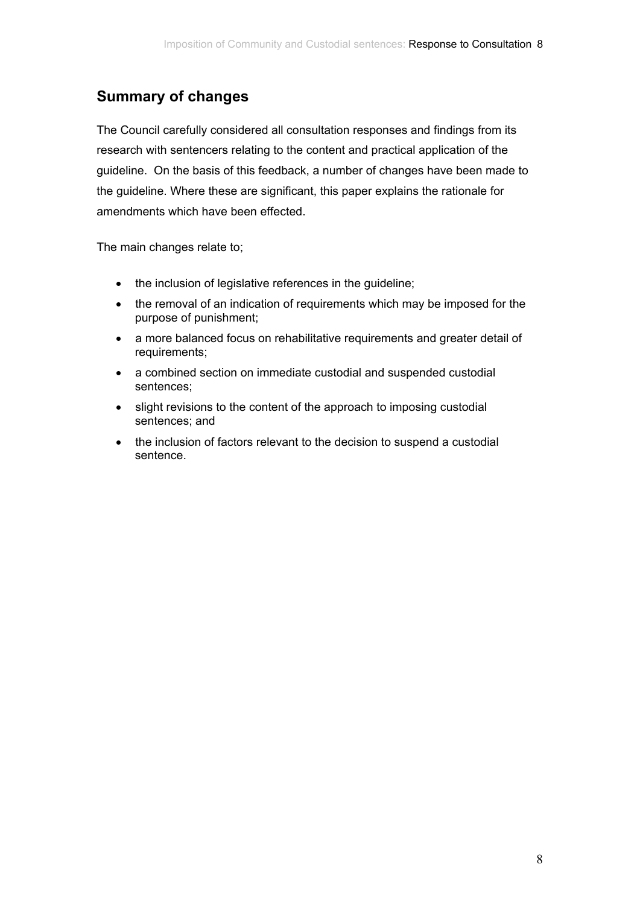## Summary of changes

The Council carefully considered all consultation responses and findings from its research with sentencers relating to the content and practical application of the guideline. On the basis of this feedback, a number of changes have been made to the guideline. Where these are significant, this paper explains the rationale for amendments which have been effected.

The main changes relate to;

- the inclusion of legislative references in the guideline;
- the removal of an indication of requirements which may be imposed for the purpose of punishment;
- a more balanced focus on rehabilitative requirements and greater detail of requirements;
- a combined section on immediate custodial and suspended custodial sentences;
- slight revisions to the content of the approach to imposing custodial sentences; and
- the inclusion of factors relevant to the decision to suspend a custodial sentence.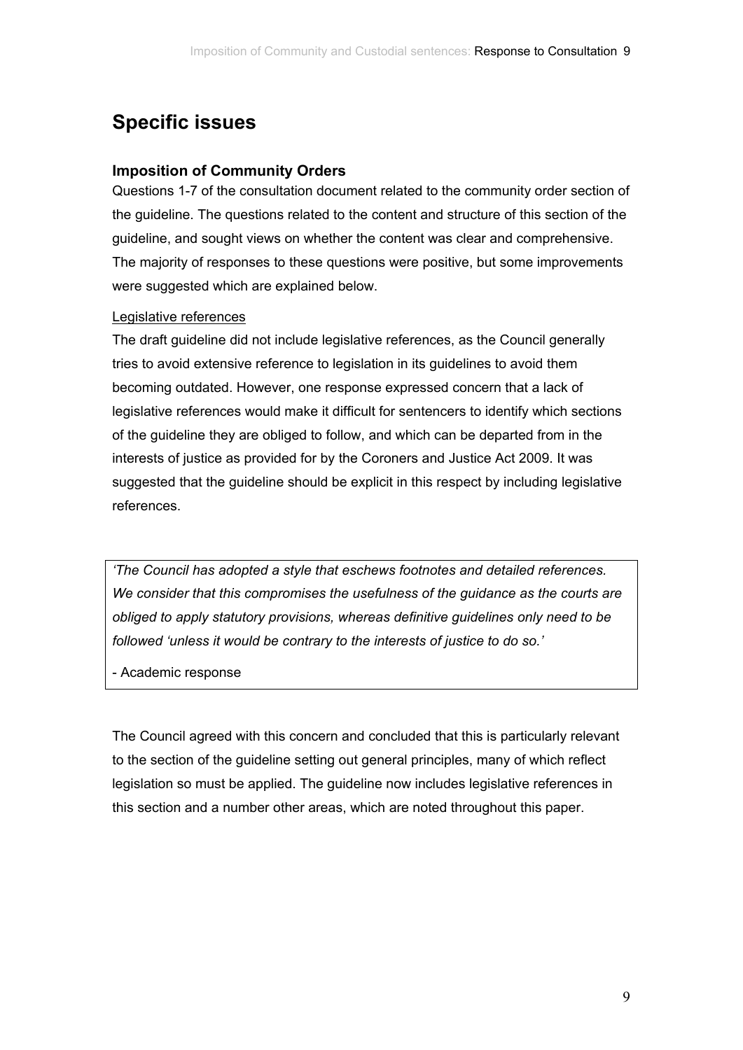## Specific issues

### Imposition of Community Orders

Questions 1-7 of the consultation document related to the community order section of the guideline. The questions related to the content and structure of this section of the guideline, and sought views on whether the content was clear and comprehensive. The majority of responses to these questions were positive, but some improvements were suggested which are explained below.

Legislative references

The draft guideline did not include legislative references, as the Council generally tries to avoid extensive reference to legislation in its guidelines to avoid them becoming outdated. However, one response expressed concern that a lack of legislative references would make it difficult for sentencers to identify which sections of the guideline they are obliged to follow, and which can be departed from in the interests of justice as provided for by the Coroners and Justice Act 2009. It was suggested that the guideline should be explicit in this respect by including legislative references.

> *'The Council has adopted a style that eschews footnotes and detailed references. We consider that this compromises the usefulness of the guidance as the courts are obliged to apply statutory provisions, whereas definitive guidelines only need to be followed 'unless it would be contrary to the interests of justice to do so.'*
>
> \- Academic response

The Council agreed with this concern and concluded that this is particularly relevant to the section of the guideline setting out general principles, many of which reflect legislation so must be applied. The guideline now includes legislative references in this section and a number other areas, which are noted throughout this paper.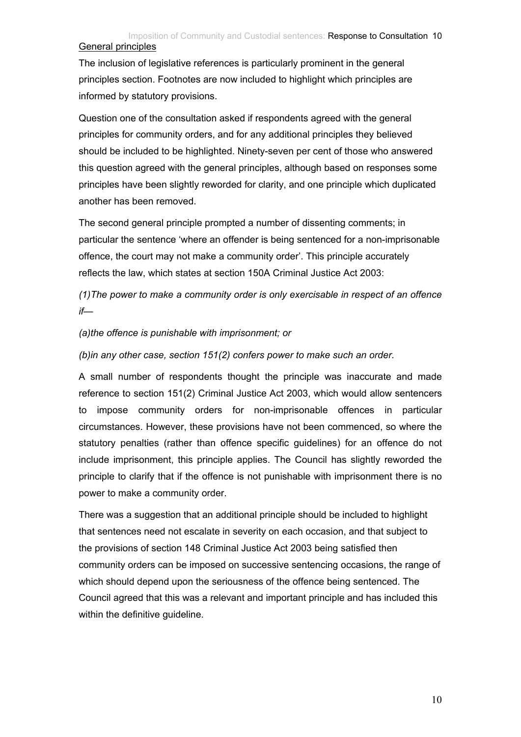General principles

The inclusion of legislative references is particularly prominent in the general principles section. Footnotes are now included to highlight which principles are informed by statutory provisions.

Question one of the consultation asked if respondents agreed with the general principles for community orders, and for any additional principles they believed should be included to be highlighted. Ninety-seven per cent of those who answered this question agreed with the general principles, although based on responses some principles have been slightly reworded for clarity, and one principle which duplicated another has been removed.

The second general principle prompted a number of dissenting comments; in particular the sentence 'where an offender is being sentenced for a non-imprisonable offence, the court may not make a community order'. This principle accurately reflects the law, which states at section 150A Criminal Justice Act 2003:

*(1)The power to make a community order is only exercisable in respect of an offence if—*

*(a)the offence is punishable with imprisonment; or*

*(b)in any other case, section 151(2) confers power to make such an order.*

A small number of respondents thought the principle was inaccurate and made reference to section 151(2) Criminal Justice Act 2003, which would allow sentencers to impose community orders for non-imprisonable offences in particular circumstances. However, these provisions have not been commenced, so where the statutory penalties (rather than offence specific guidelines) for an offence do not include imprisonment, this principle applies. The Council has slightly reworded the principle to clarify that if the offence is not punishable with imprisonment there is no power to make a community order.

There was a suggestion that an additional principle should be included to highlight that sentences need not escalate in severity on each occasion, and that subject to the provisions of section 148 Criminal Justice Act 2003 being satisfied then community orders can be imposed on successive sentencing occasions, the range of which should depend upon the seriousness of the offence being sentenced. The Council agreed that this was a relevant and important principle and has included this within the definitive guideline.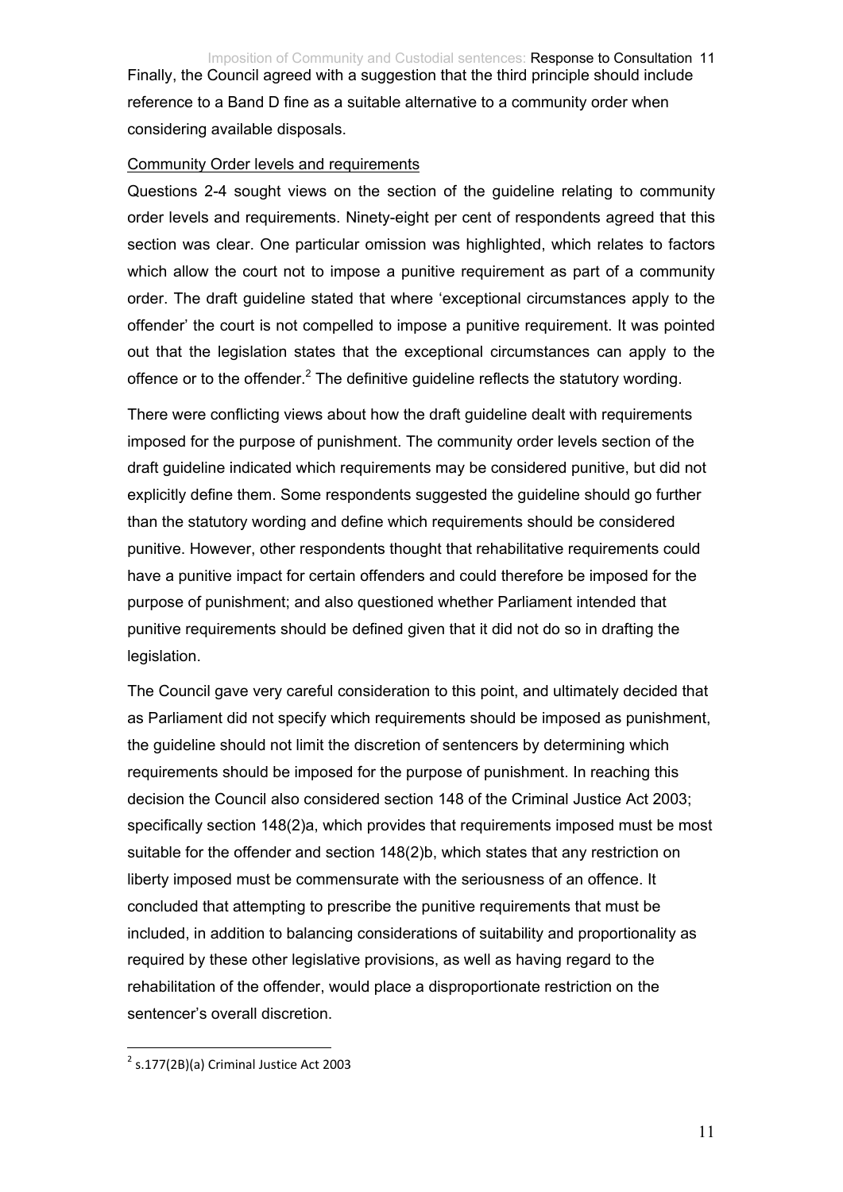Finally, the Council agreed with a suggestion that the third principle should include reference to a Band D fine as a suitable alternative to a community order when considering available disposals.

Community Order levels and requirements

Questions 2-4 sought views on the section of the guideline relating to community order levels and requirements. Ninety-eight per cent of respondents agreed that this section was clear. One particular omission was highlighted, which relates to factors which allow the court not to impose a punitive requirement as part of a community order. The draft guideline stated that where 'exceptional circumstances apply to the offender' the court is not compelled to impose a punitive requirement. It was pointed out that the legislation states that the exceptional circumstances can apply to the offence or to the offender.[2] The definitive guideline reflects the statutory wording.

There were conflicting views about how the draft guideline dealt with requirements imposed for the purpose of punishment. The community order levels section of the draft guideline indicated which requirements may be considered punitive, but did not explicitly define them. Some respondents suggested the guideline should go further than the statutory wording and define which requirements should be considered punitive. However, other respondents thought that rehabilitative requirements could have a punitive impact for certain offenders and could therefore be imposed for the purpose of punishment; and also questioned whether Parliament intended that punitive requirements should be defined given that it did not do so in drafting the legislation.

The Council gave very careful consideration to this point, and ultimately decided that as Parliament did not specify which requirements should be imposed as punishment, the guideline should not limit the discretion of sentencers by determining which requirements should be imposed for the purpose of punishment. In reaching this decision the Council also considered section 148 of the Criminal Justice Act 2003; specifically section 148(2)a, which provides that requirements imposed must be most suitable for the offender and section 148(2)b, which states that any restriction on liberty imposed must be commensurate with the seriousness of an offence. It concluded that attempting to prescribe the punitive requirements that must be included, in addition to balancing considerations of suitability and proportionality as required by these other legislative provisions, as well as having regard to the rehabilitation of the offender, would place a disproportionate restriction on the sentencer's overall discretion.

[2] s.177(2B)(a) Criminal Justice Act 2003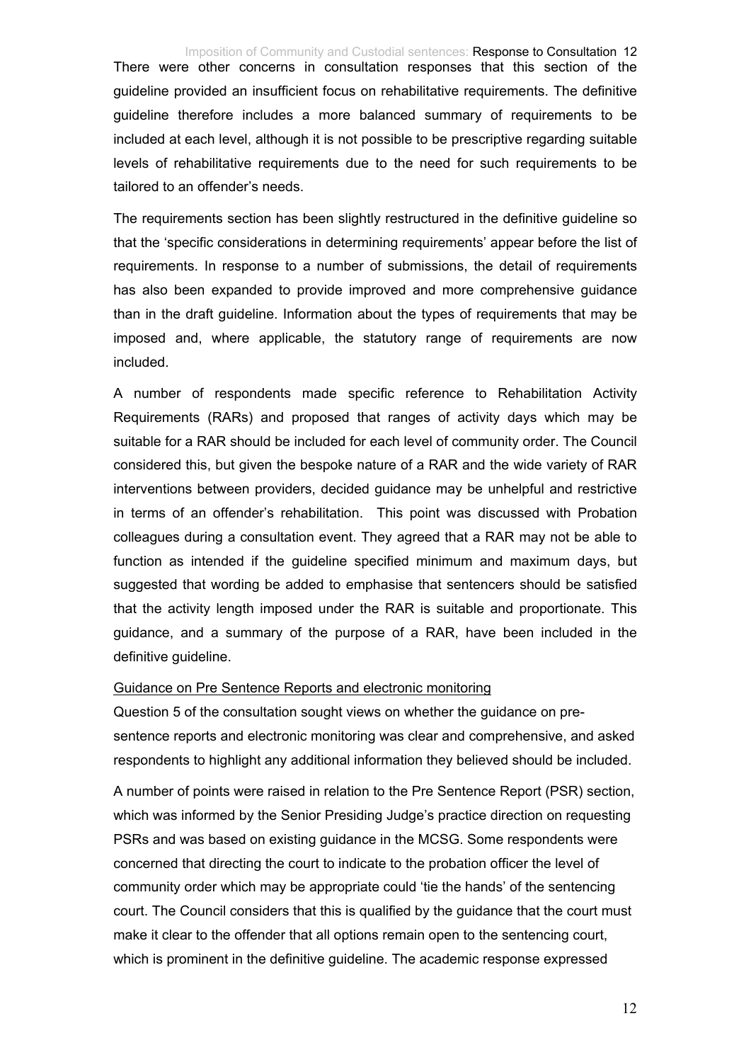There were other concerns in consultation responses that this section of the guideline provided an insufficient focus on rehabilitative requirements. The definitive guideline therefore includes a more balanced summary of requirements to be included at each level, although it is not possible to be prescriptive regarding suitable levels of rehabilitative requirements due to the need for such requirements to be tailored to an offender's needs.

The requirements section has been slightly restructured in the definitive guideline so that the 'specific considerations in determining requirements' appear before the list of requirements. In response to a number of submissions, the detail of requirements has also been expanded to provide improved and more comprehensive guidance than in the draft guideline. Information about the types of requirements that may be imposed and, where applicable, the statutory range of requirements are now included.

A number of respondents made specific reference to Rehabilitation Activity Requirements (RARs) and proposed that ranges of activity days which may be suitable for a RAR should be included for each level of community order. The Council considered this, but given the bespoke nature of a RAR and the wide variety of RAR interventions between providers, decided guidance may be unhelpful and restrictive in terms of an offender's rehabilitation. This point was discussed with Probation colleagues during a consultation event. They agreed that a RAR may not be able to function as intended if the guideline specified minimum and maximum days, but suggested that wording be added to emphasise that sentencers should be satisfied that the activity length imposed under the RAR is suitable and proportionate. This guidance, and a summary of the purpose of a RAR, have been included in the definitive guideline.

<u>Guidance on Pre Sentence Reports and electronic monitoring</u>

Question 5 of the consultation sought views on whether the guidance on pre-sentence reports and electronic monitoring was clear and comprehensive, and asked respondents to highlight any additional information they believed should be included.

A number of points were raised in relation to the Pre Sentence Report (PSR) section, which was informed by the Senior Presiding Judge's practice direction on requesting PSRs and was based on existing guidance in the MCSG. Some respondents were concerned that directing the court to indicate to the probation officer the level of community order which may be appropriate could 'tie the hands' of the sentencing court. The Council considers that this is qualified by the guidance that the court must make it clear to the offender that all options remain open to the sentencing court, which is prominent in the definitive guideline. The academic response expressed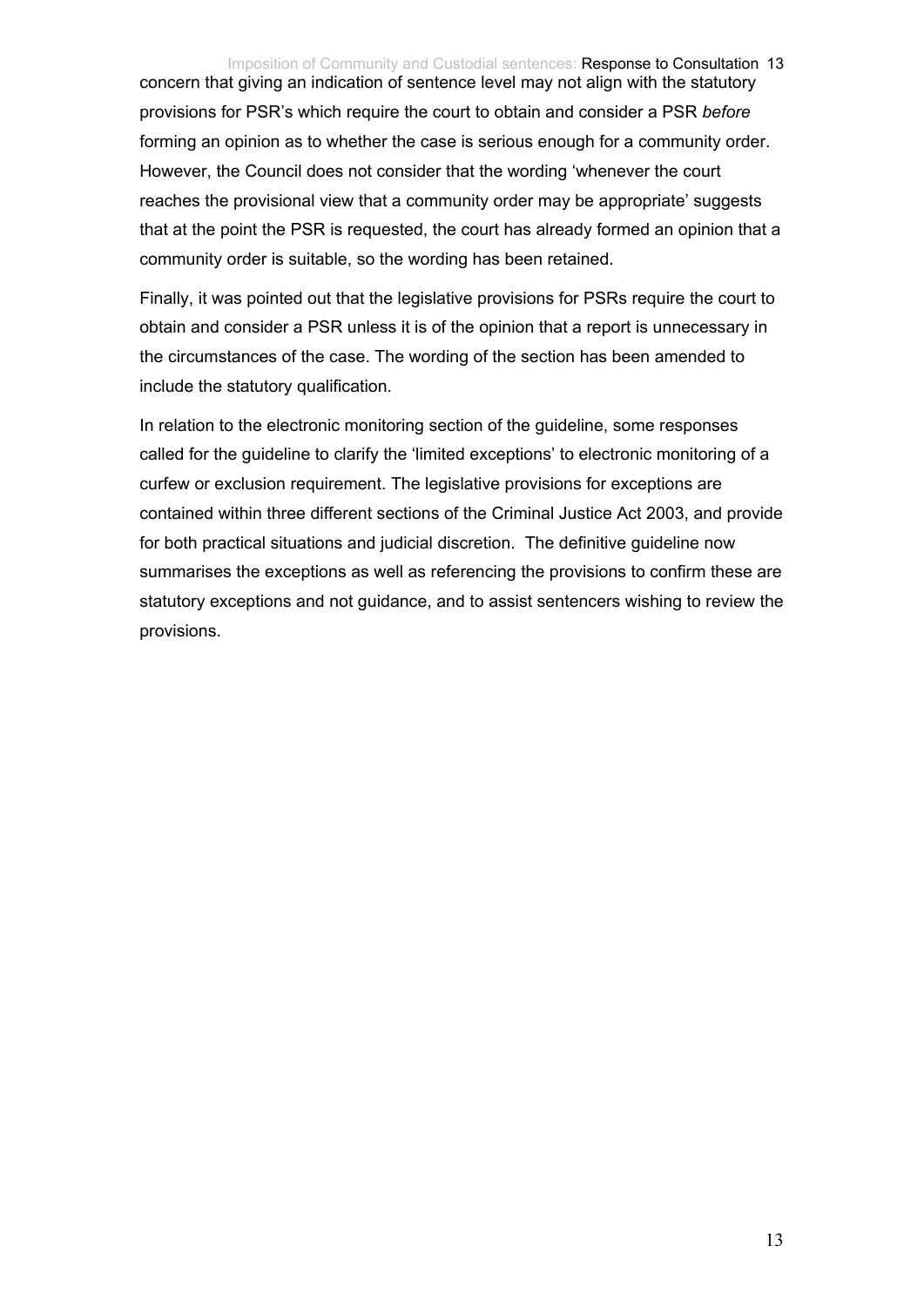concern that giving an indication of sentence level may not align with the statutory provisions for PSR's which require the court to obtain and consider a PSR *before* forming an opinion as to whether the case is serious enough for a community order. However, the Council does not consider that the wording 'whenever the court reaches the provisional view that a community order may be appropriate' suggests that at the point the PSR is requested, the court has already formed an opinion that a community order is suitable, so the wording has been retained.

Finally, it was pointed out that the legislative provisions for PSRs require the court to obtain and consider a PSR unless it is of the opinion that a report is unnecessary in the circumstances of the case. The wording of the section has been amended to include the statutory qualification.

In relation to the electronic monitoring section of the guideline, some responses called for the guideline to clarify the 'limited exceptions' to electronic monitoring of a curfew or exclusion requirement. The legislative provisions for exceptions are contained within three different sections of the Criminal Justice Act 2003, and provide for both practical situations and judicial discretion. The definitive guideline now summarises the exceptions as well as referencing the provisions to confirm these are statutory exceptions and not guidance, and to assist sentencers wishing to review the provisions.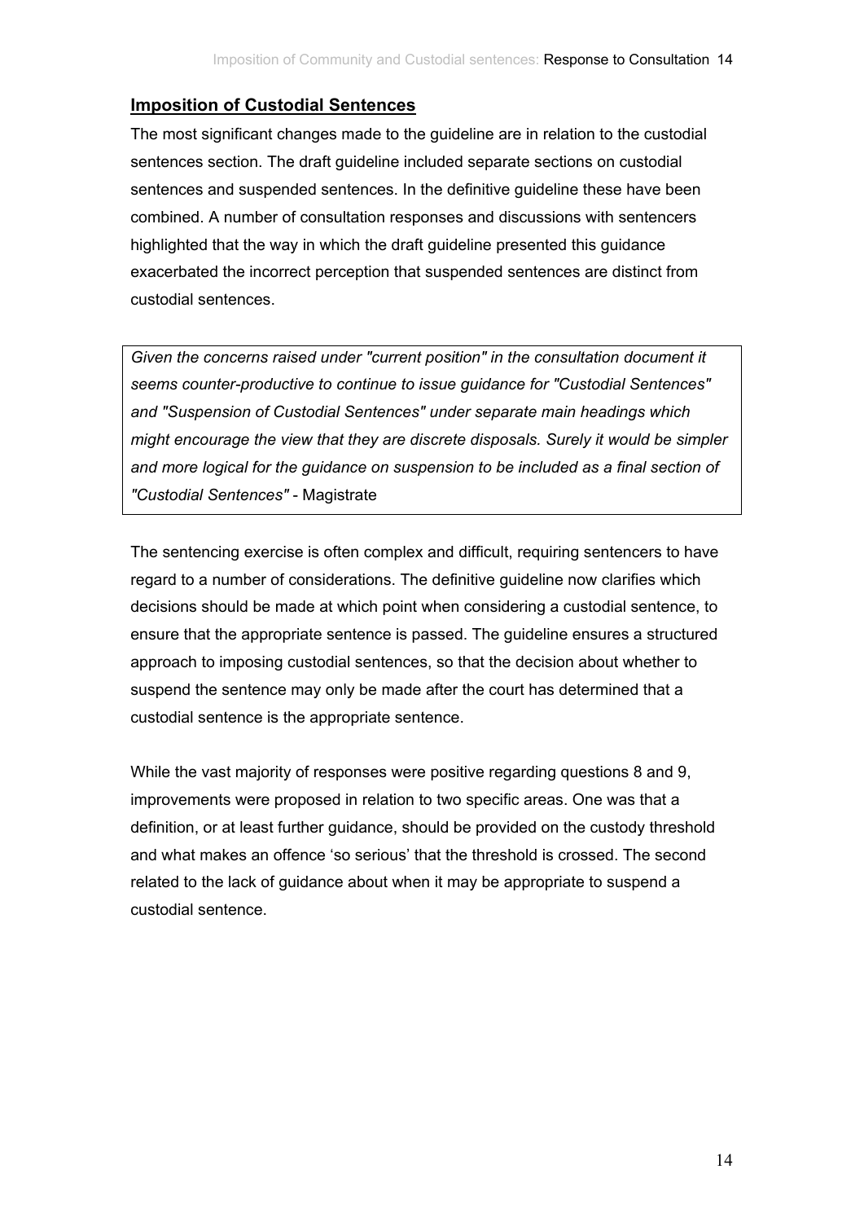## Imposition of Custodial Sentences

The most significant changes made to the guideline are in relation to the custodial sentences section. The draft guideline included separate sections on custodial sentences and suspended sentences. In the definitive guideline these have been combined. A number of consultation responses and discussions with sentencers highlighted that the way in which the draft guideline presented this guidance exacerbated the incorrect perception that suspended sentences are distinct from custodial sentences.

> *Given the concerns raised under "current position" in the consultation document it seems counter-productive to continue to issue guidance for "Custodial Sentences" and "Suspension of Custodial Sentences" under separate main headings which might encourage the view that they are discrete disposals. Surely it would be simpler and more logical for the guidance on suspension to be included as a final section of "Custodial Sentences"* - Magistrate

The sentencing exercise is often complex and difficult, requiring sentencers to have regard to a number of considerations. The definitive guideline now clarifies which decisions should be made at which point when considering a custodial sentence, to ensure that the appropriate sentence is passed. The guideline ensures a structured approach to imposing custodial sentences, so that the decision about whether to suspend the sentence may only be made after the court has determined that a custodial sentence is the appropriate sentence.

While the vast majority of responses were positive regarding questions 8 and 9, improvements were proposed in relation to two specific areas. One was that a definition, or at least further guidance, should be provided on the custody threshold and what makes an offence 'so serious' that the threshold is crossed. The second related to the lack of guidance about when it may be appropriate to suspend a custodial sentence.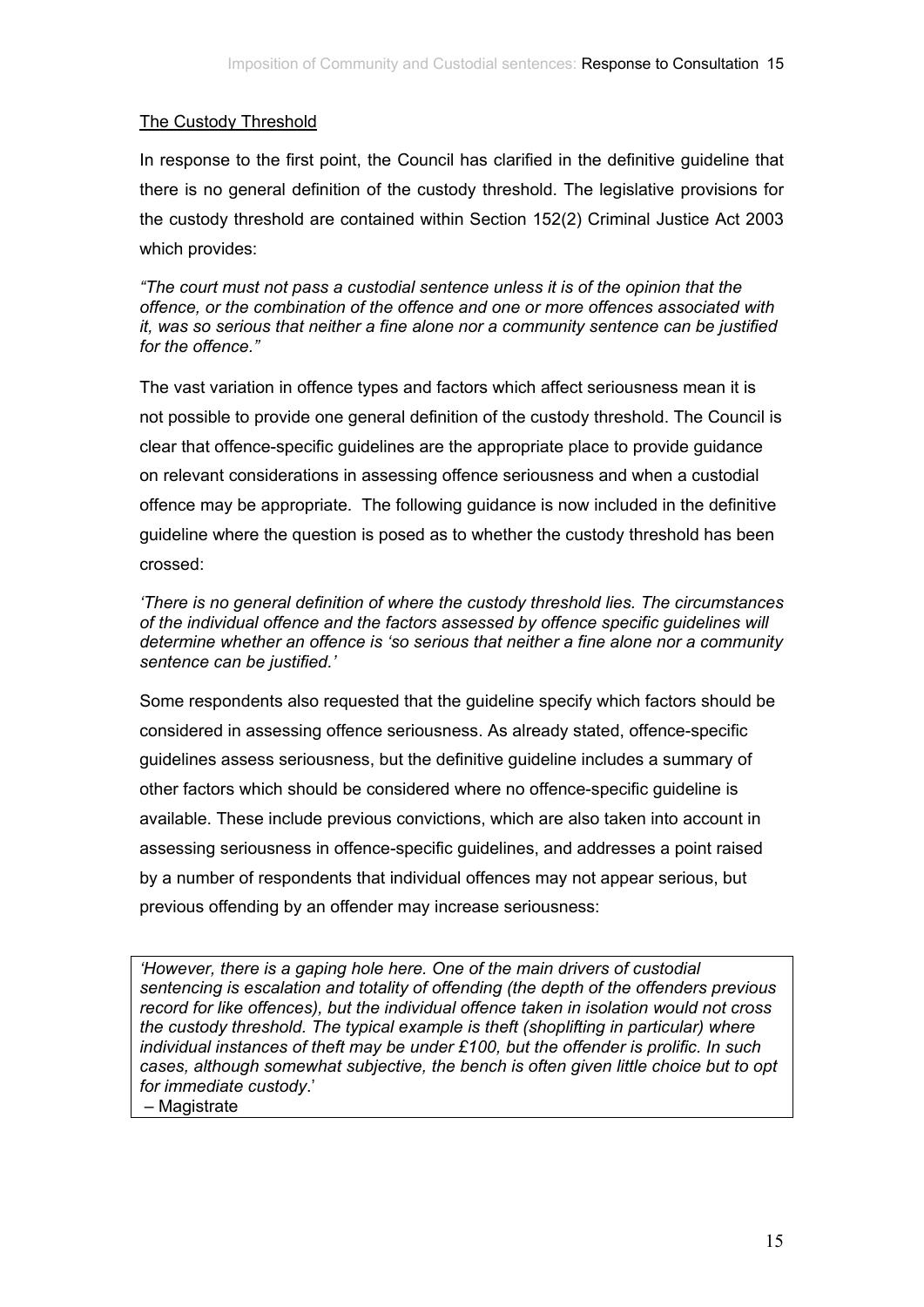The Custody Threshold

In response to the first point, the Council has clarified in the definitive guideline that there is no general definition of the custody threshold. The legislative provisions for the custody threshold are contained within Section 152(2) Criminal Justice Act 2003 which provides:

*"The court must not pass a custodial sentence unless it is of the opinion that the offence, or the combination of the offence and one or more offences associated with it, was so serious that neither a fine alone nor a community sentence can be justified for the offence."*

The vast variation in offence types and factors which affect seriousness mean it is not possible to provide one general definition of the custody threshold. The Council is clear that offence-specific guidelines are the appropriate place to provide guidance on relevant considerations in assessing offence seriousness and when a custodial offence may be appropriate. The following guidance is now included in the definitive guideline where the question is posed as to whether the custody threshold has been crossed:

*'There is no general definition of where the custody threshold lies. The circumstances of the individual offence and the factors assessed by offence specific guidelines will determine whether an offence is 'so serious that neither a fine alone nor a community sentence can be justified.'*

Some respondents also requested that the guideline specify which factors should be considered in assessing offence seriousness. As already stated, offence-specific guidelines assess seriousness, but the definitive guideline includes a summary of other factors which should be considered where no offence-specific guideline is available. These include previous convictions, which are also taken into account in assessing seriousness in offence-specific guidelines, and addresses a point raised by a number of respondents that individual offences may not appear serious, but previous offending by an offender may increase seriousness:

> *'However, there is a gaping hole here. One of the main drivers of custodial sentencing is escalation and totality of offending (the depth of the offenders previous record for like offences), but the individual offence taken in isolation would not cross the custody threshold. The typical example is theft (shoplifting in particular) where individual instances of theft may be under £100, but the offender is prolific. In such cases, although somewhat subjective, the bench is often given little choice but to opt for immediate custody.'*
>
> – Magistrate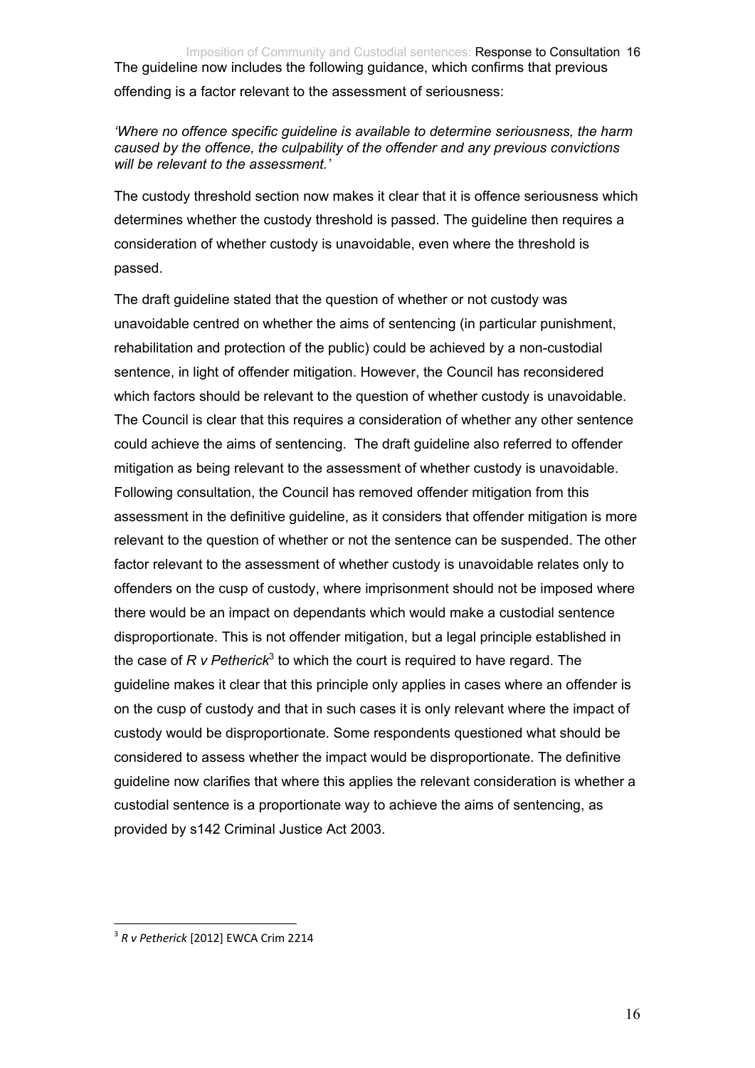The guideline now includes the following guidance, which confirms that previous offending is a factor relevant to the assessment of seriousness:

*'Where no offence specific guideline is available to determine seriousness, the harm caused by the offence, the culpability of the offender and any previous convictions will be relevant to the assessment.'*

The custody threshold section now makes it clear that it is offence seriousness which determines whether the custody threshold is passed. The guideline then requires a consideration of whether custody is unavoidable, even where the threshold is passed.

The draft guideline stated that the question of whether or not custody was unavoidable centred on whether the aims of sentencing (in particular punishment, rehabilitation and protection of the public) could be achieved by a non-custodial sentence, in light of offender mitigation. However, the Council has reconsidered which factors should be relevant to the question of whether custody is unavoidable. The Council is clear that this requires a consideration of whether any other sentence could achieve the aims of sentencing. The draft guideline also referred to offender mitigation as being relevant to the assessment of whether custody is unavoidable. Following consultation, the Council has removed offender mitigation from this assessment in the definitive guideline, as it considers that offender mitigation is more relevant to the question of whether or not the sentence can be suspended. The other factor relevant to the assessment of whether custody is unavoidable relates only to offenders on the cusp of custody, where imprisonment should not be imposed where there would be an impact on dependants which would make a custodial sentence disproportionate. This is not offender mitigation, but a legal principle established in the case of *R v Petherick*[3] to which the court is required to have regard. The guideline makes it clear that this principle only applies in cases where an offender is on the cusp of custody and that in such cases it is only relevant where the impact of custody would be disproportionate. Some respondents questioned what should be considered to assess whether the impact would be disproportionate. The definitive guideline now clarifies that where this applies the relevant consideration is whether a custodial sentence is a proportionate way to achieve the aims of sentencing, as provided by s142 Criminal Justice Act 2003.

---

[3] *R v Petherick* [2012] EWCA Crim 2214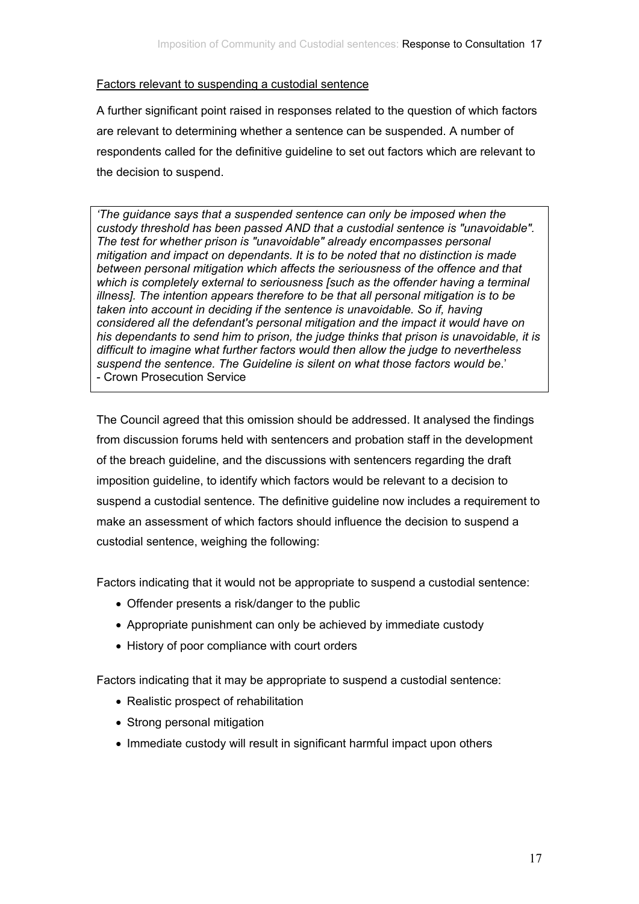Factors relevant to suspending a custodial sentence

A further significant point raised in responses related to the question of which factors are relevant to determining whether a sentence can be suspended. A number of respondents called for the definitive guideline to set out factors which are relevant to the decision to suspend.

> *'The guidance says that a suspended sentence can only be imposed when the custody threshold has been passed AND that a custodial sentence is "unavoidable". The test for whether prison is "unavoidable" already encompasses personal mitigation and impact on dependants. It is to be noted that no distinction is made between personal mitigation which affects the seriousness of the offence and that which is completely external to seriousness [such as the offender having a terminal illness]. The intention appears therefore to be that all personal mitigation is to be taken into account in deciding if the sentence is unavoidable. So if, having considered all the defendant's personal mitigation and the impact it would have on his dependants to send him to prison, the judge thinks that prison is unavoidable, it is difficult to imagine what further factors would then allow the judge to nevertheless suspend the sentence. The Guideline is silent on what those factors would be*.'
> - Crown Prosecution Service

The Council agreed that this omission should be addressed. It analysed the findings from discussion forums held with sentencers and probation staff in the development of the breach guideline, and the discussions with sentencers regarding the draft imposition guideline, to identify which factors would be relevant to a decision to suspend a custodial sentence. The definitive guideline now includes a requirement to make an assessment of which factors should influence the decision to suspend a custodial sentence, weighing the following:

Factors indicating that it would not be appropriate to suspend a custodial sentence:

- Offender presents a risk/danger to the public
- Appropriate punishment can only be achieved by immediate custody
- History of poor compliance with court orders

Factors indicating that it may be appropriate to suspend a custodial sentence:

- Realistic prospect of rehabilitation
- Strong personal mitigation
- Immediate custody will result in significant harmful impact upon others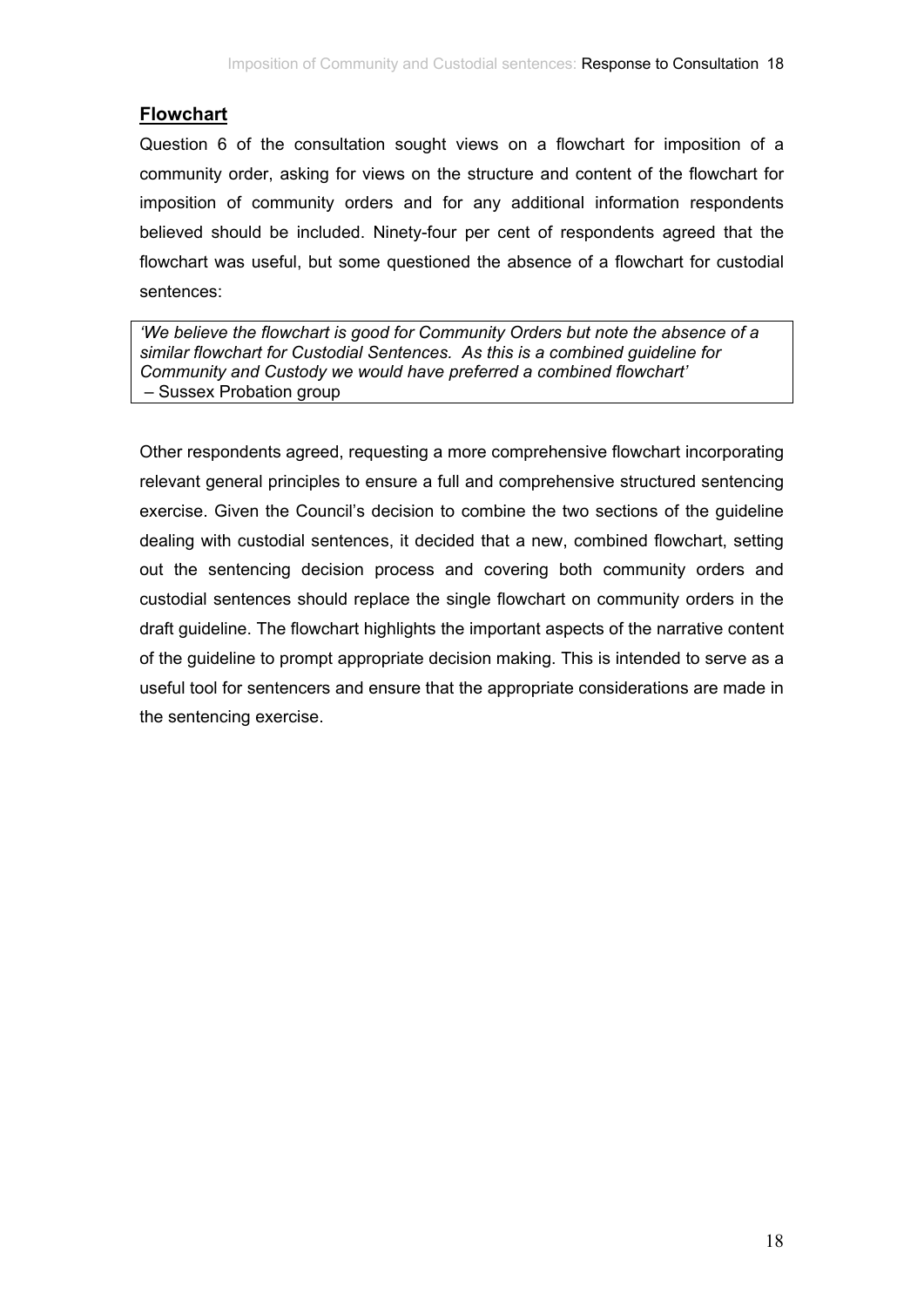## Flowchart

Question 6 of the consultation sought views on a flowchart for imposition of a community order, asking for views on the structure and content of the flowchart for imposition of community orders and for any additional information respondents believed should be included. Ninety-four per cent of respondents agreed that the flowchart was useful, but some questioned the absence of a flowchart for custodial sentences:

> *'We believe the flowchart is good for Community Orders but note the absence of a similar flowchart for Custodial Sentences. As this is a combined guideline for Community and Custody we would have preferred a combined flowchart'*
> – Sussex Probation group

Other respondents agreed, requesting a more comprehensive flowchart incorporating relevant general principles to ensure a full and comprehensive structured sentencing exercise. Given the Council's decision to combine the two sections of the guideline dealing with custodial sentences, it decided that a new, combined flowchart, setting out the sentencing decision process and covering both community orders and custodial sentences should replace the single flowchart on community orders in the draft guideline. The flowchart highlights the important aspects of the narrative content of the guideline to prompt appropriate decision making. This is intended to serve as a useful tool for sentencers and ensure that the appropriate considerations are made in the sentencing exercise.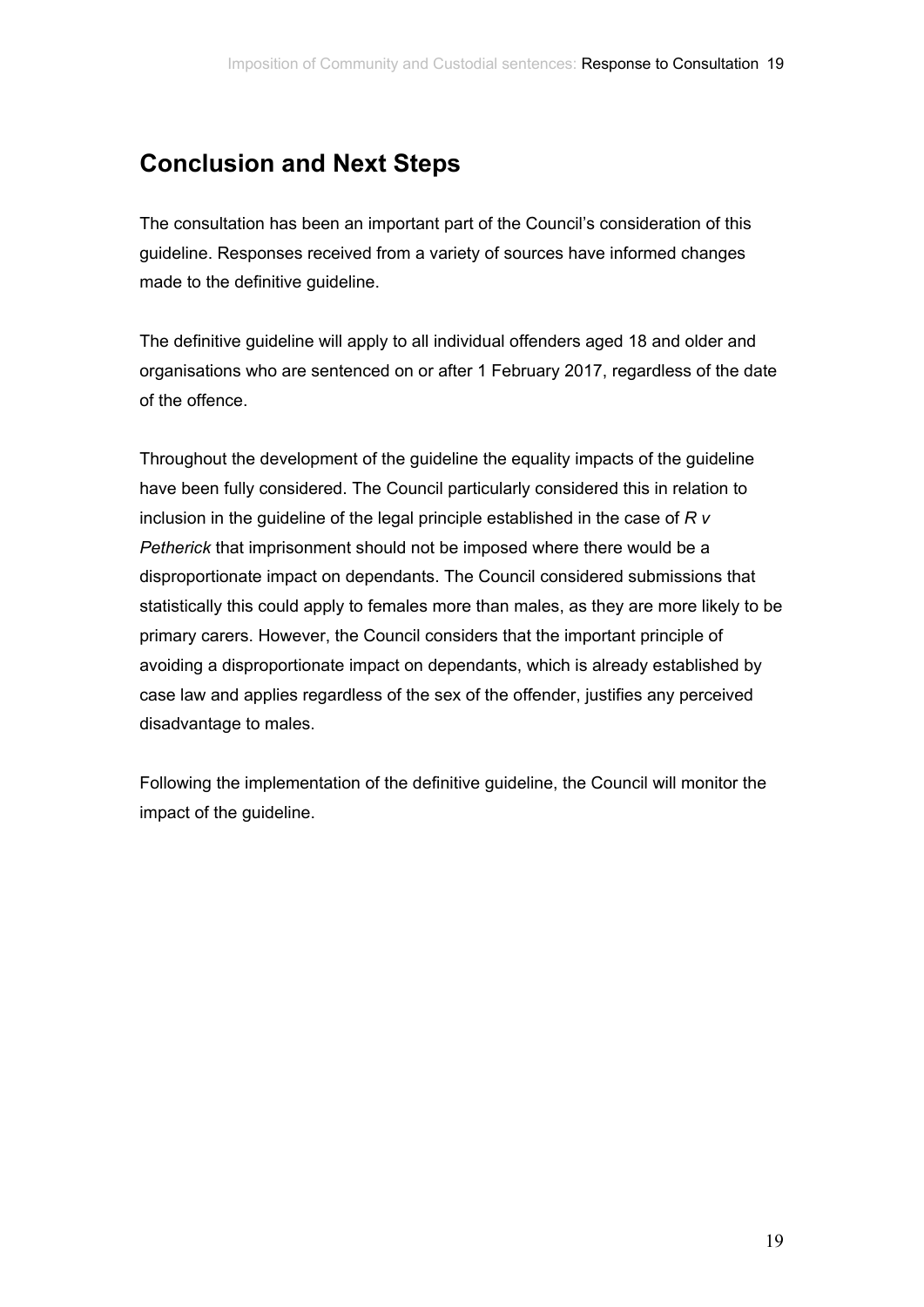## Conclusion and Next Steps

The consultation has been an important part of the Council's consideration of this guideline. Responses received from a variety of sources have informed changes made to the definitive guideline.

The definitive guideline will apply to all individual offenders aged 18 and older and organisations who are sentenced on or after 1 February 2017, regardless of the date of the offence.

Throughout the development of the guideline the equality impacts of the guideline have been fully considered. The Council particularly considered this in relation to inclusion in the guideline of the legal principle established in the case of *R v Petherick* that imprisonment should not be imposed where there would be a disproportionate impact on dependants. The Council considered submissions that statistically this could apply to females more than males, as they are more likely to be primary carers. However, the Council considers that the important principle of avoiding a disproportionate impact on dependants, which is already established by case law and applies regardless of the sex of the offender, justifies any perceived disadvantage to males.

Following the implementation of the definitive guideline, the Council will monitor the impact of the guideline.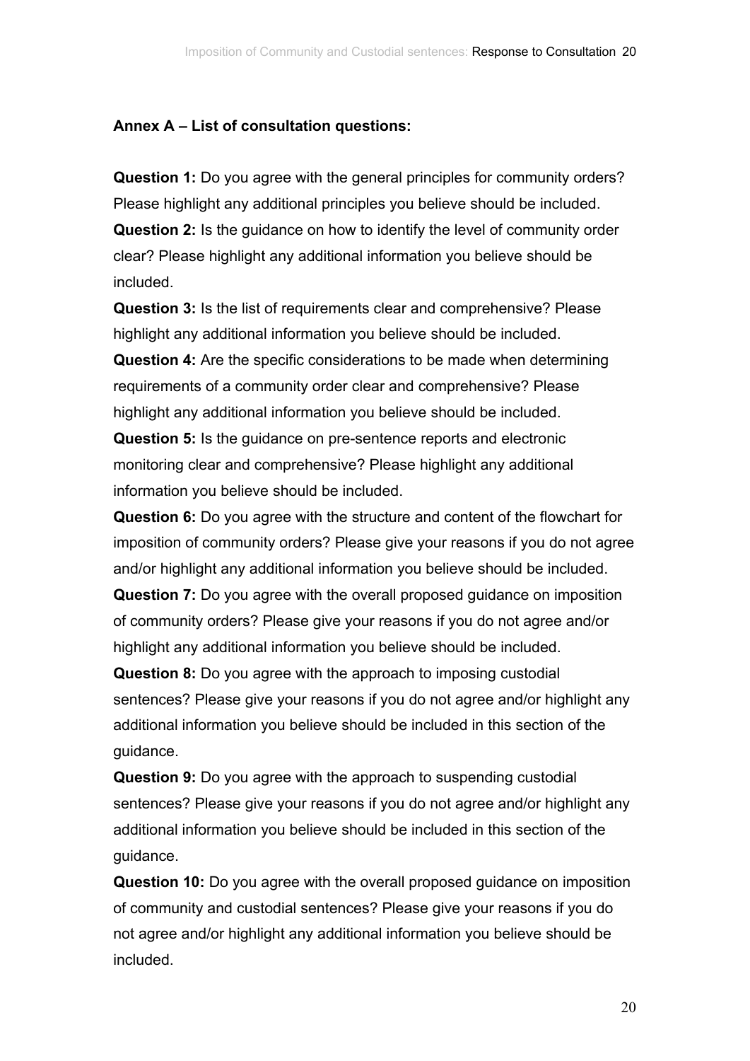## Annex A – List of consultation questions:

**Question 1:** Do you agree with the general principles for community orders? Please highlight any additional principles you believe should be included.

**Question 2:** Is the guidance on how to identify the level of community order clear? Please highlight any additional information you believe should be included.

**Question 3:** Is the list of requirements clear and comprehensive? Please highlight any additional information you believe should be included.

**Question 4:** Are the specific considerations to be made when determining requirements of a community order clear and comprehensive? Please highlight any additional information you believe should be included.

**Question 5:** Is the guidance on pre-sentence reports and electronic monitoring clear and comprehensive? Please highlight any additional information you believe should be included.

**Question 6:** Do you agree with the structure and content of the flowchart for imposition of community orders? Please give your reasons if you do not agree and/or highlight any additional information you believe should be included.

**Question 7:** Do you agree with the overall proposed guidance on imposition of community orders? Please give your reasons if you do not agree and/or highlight any additional information you believe should be included.

**Question 8:** Do you agree with the approach to imposing custodial sentences? Please give your reasons if you do not agree and/or highlight any additional information you believe should be included in this section of the guidance.

**Question 9:** Do you agree with the approach to suspending custodial sentences? Please give your reasons if you do not agree and/or highlight any additional information you believe should be included in this section of the guidance.

**Question 10:** Do you agree with the overall proposed guidance on imposition of community and custodial sentences? Please give your reasons if you do not agree and/or highlight any additional information you believe should be included.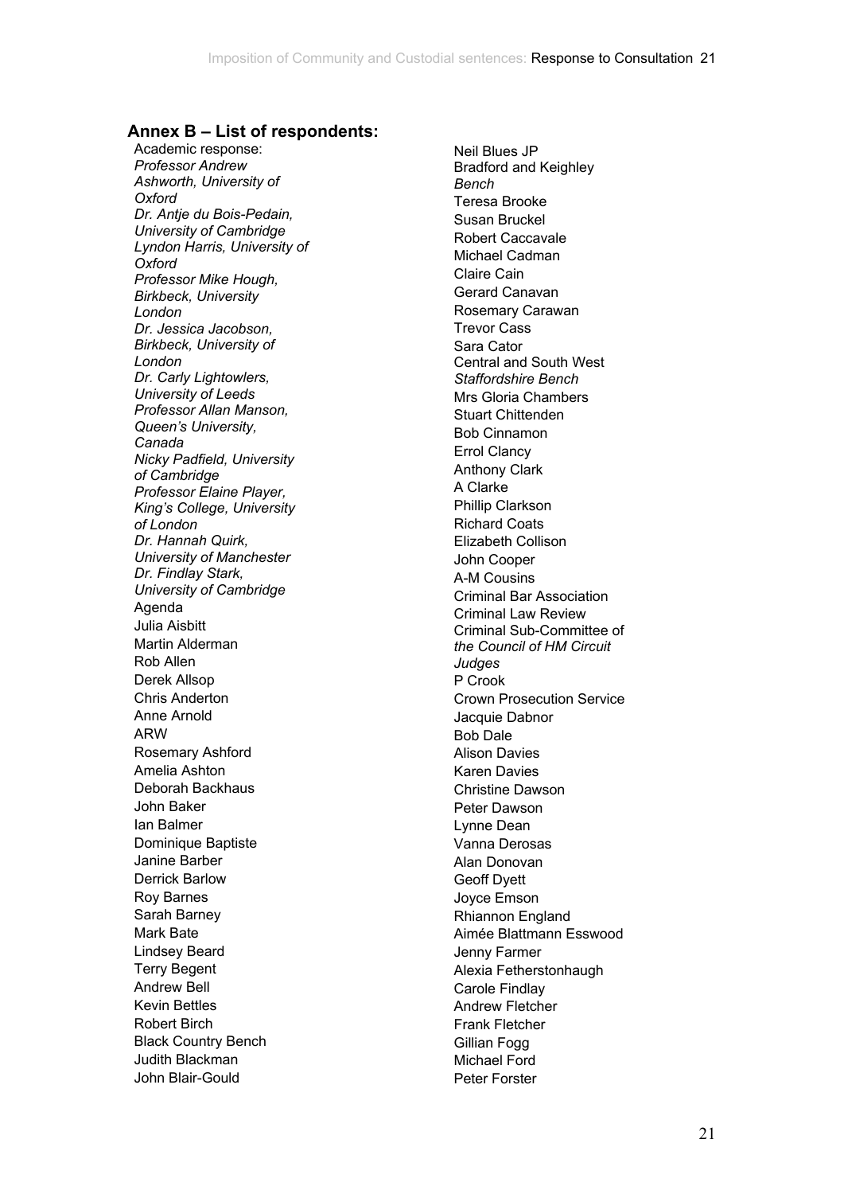## Annex B – List of respondents:

Academic response:
*Professor Andrew Ashworth, University of Oxford*
*Dr. Antje du Bois-Pedain, University of Cambridge*
*Lyndon Harris, University of Oxford*
*Professor Mike Hough, Birkbeck, University London*
*Dr. Jessica Jacobson, Birkbeck, University of London*
*Dr. Carly Lightowlers, University of Leeds*
*Professor Allan Manson, Queen's University, Canada*
*Nicky Padfield, University of Cambridge*
*Professor Elaine Player, King's College, University of London*
*Dr. Hannah Quirk, University of Manchester*
*Dr. Findlay Stark, University of Cambridge*
Agenda
Julia Aisbitt
Martin Alderman
Rob Allen
Derek Allsop
Chris Anderton
Anne Arnold
ARW
Rosemary Ashford
Amelia Ashton
Deborah Backhaus
John Baker
Ian Balmer
Dominique Baptiste
Janine Barber
Derrick Barlow
Roy Barnes
Sarah Barney
Mark Bate
Lindsey Beard
Terry Begent
Andrew Bell
Kevin Bettles
Robert Birch
Black Country Bench
Judith Blackman
John Blair-Gould
Neil Blues JP
Bradford and Keighley *Bench*
Teresa Brooke
Susan Bruckel
Robert Caccavale
Michael Cadman
Claire Cain
Gerard Canavan
Rosemary Carawan
Trevor Cass
Sara Cator
Central and South West *Staffordshire Bench*
Mrs Gloria Chambers
Stuart Chittenden
Bob Cinnamon
Errol Clancy
Anthony Clark
A Clarke
Phillip Clarkson
Richard Coats
Elizabeth Collison
John Cooper
A-M Cousins
Criminal Bar Association
Criminal Law Review
Criminal Sub-Committee of *the Council of HM Circuit Judges*
P Crook
Crown Prosecution Service
Jacquie Dabnor
Bob Dale
Alison Davies
Karen Davies
Christine Dawson
Peter Dawson
Lynne Dean
Vanna Derosas
Alan Donovan
Geoff Dyett
Joyce Emson
Rhiannon England
Aimée Blattmann Esswood
Jenny Farmer
Alexia Fetherstonhaugh
Carole Findlay
Andrew Fletcher
Frank Fletcher
Gillian Fogg
Michael Ford
Peter Forster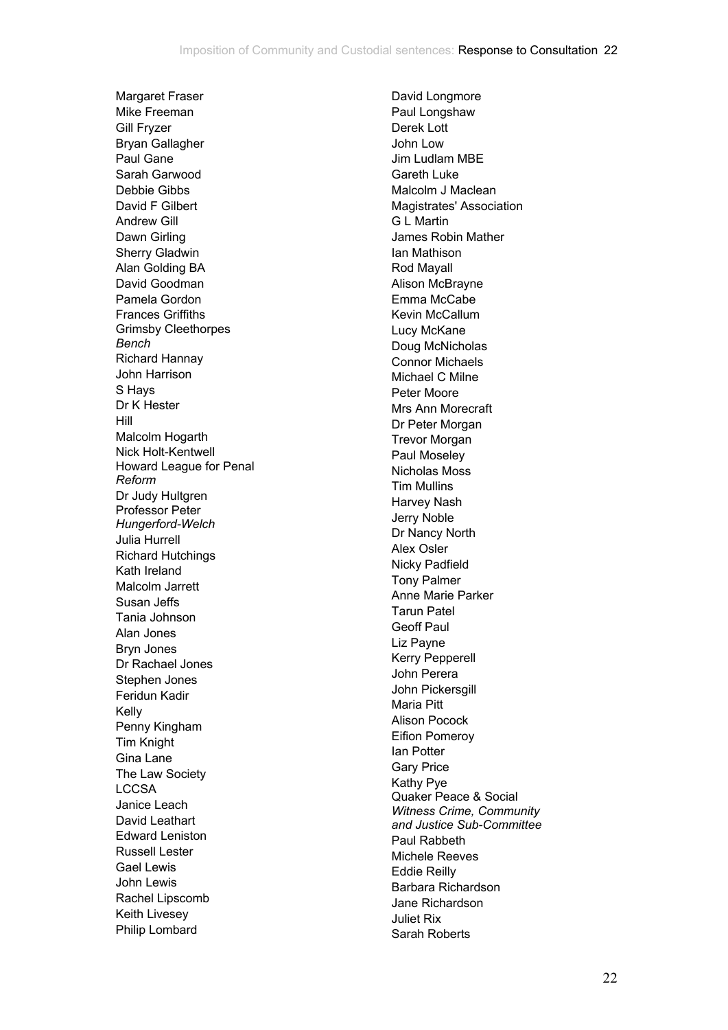Margaret Fraser
Mike Freeman
Gill Fryzer
Bryan Gallagher
Paul Gane
Sarah Garwood
Debbie Gibbs
David F Gilbert
Andrew Gill
Dawn Girling
Sherry Gladwin
Alan Golding BA
David Goodman
Pamela Gordon
Frances Griffiths
Grimsby Cleethorpes
*Bench*
Richard Hannay
John Harrison
S Hays
Dr K Hester
Hill
Malcolm Hogarth
Nick Holt-Kentwell
Howard League for Penal
*Reform*
Dr Judy Hultgren
Professor Peter
*Hungerford-Welch*
Julia Hurrell
Richard Hutchings
Kath Ireland
Malcolm Jarrett
Susan Jeffs
Tania Johnson
Alan Jones
Bryn Jones
Dr Rachael Jones
Stephen Jones
Feridun Kadir
Kelly
Penny Kingham
Tim Knight
Gina Lane
The Law Society
LCCSA
Janice Leach
David Leathart
Edward Leniston
Russell Lester
Gael Lewis
John Lewis
Rachel Lipscomb
Keith Livesey
Philip Lombard
David Longmore
Paul Longshaw
Derek Lott
John Low
Jim Ludlam MBE
Gareth Luke
Malcolm J Maclean
Magistrates' Association
G L Martin
James Robin Mather
Ian Mathison
Rod Mayall
Alison McBrayne
Emma McCabe
Kevin McCallum
Lucy McKane
Doug McNicholas
Connor Michaels
Michael C Milne
Peter Moore
Mrs Ann Morecraft
Dr Peter Morgan
Trevor Morgan
Paul Moseley
Nicholas Moss
Tim Mullins
Harvey Nash
Jerry Noble
Dr Nancy North
Alex Osler
Nicky Padfield
Tony Palmer
Anne Marie Parker
Tarun Patel
Geoff Paul
Liz Payne
Kerry Pepperell
John Perera
John Pickersgill
Maria Pitt
Alison Pocock
Eifion Pomeroy
Ian Potter
Gary Price
Kathy Pye
Quaker Peace & Social
*Witness Crime, Community*
*and Justice Sub-Committee*
Paul Rabbeth
Michele Reeves
Eddie Reilly
Barbara Richardson
Jane Richardson
Juliet Rix
Sarah Roberts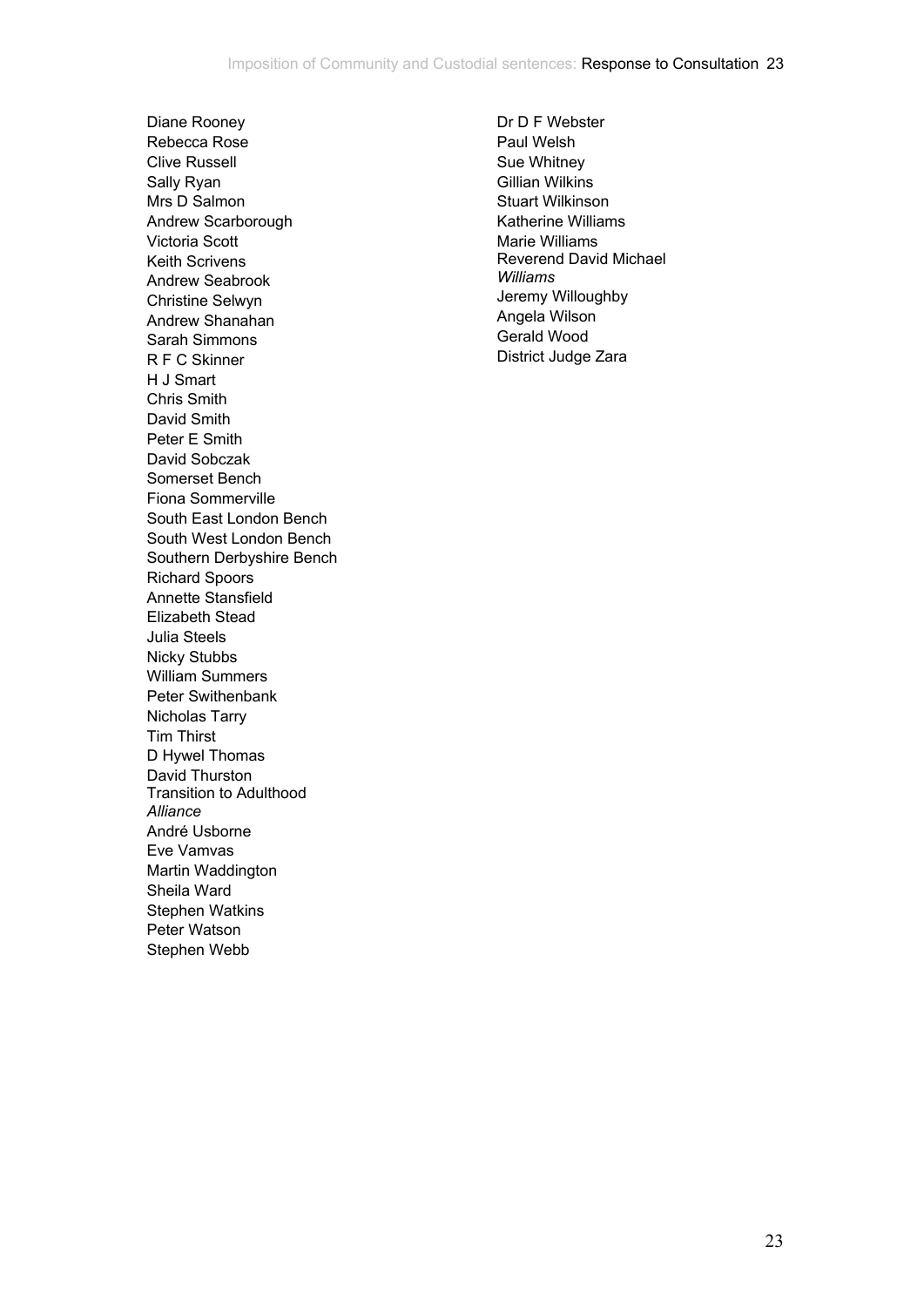Diane Rooney
Rebecca Rose
Clive Russell
Sally Ryan
Mrs D Salmon
Andrew Scarborough
Victoria Scott
Keith Scrivens
Andrew Seabrook
Christine Selwyn
Andrew Shanahan
Sarah Simmons
R F C Skinner
H J Smart
Chris Smith
David Smith
Peter E Smith
David Sobczak
Somerset Bench
Fiona Sommerville
South East London Bench
South West London Bench
Southern Derbyshire Bench
Richard Spoors
Annette Stansfield
Elizabeth Stead
Julia Steels
Nicky Stubbs
William Summers
Peter Swithenbank
Nicholas Tarry
Tim Thirst
D Hywel Thomas
David Thurston
Transition to Adulthood *Alliance*
André Usborne
Eve Vamvas
Martin Waddington
Sheila Ward
Stephen Watkins
Peter Watson
Stephen Webb
Dr D F Webster
Paul Welsh
Sue Whitney
Gillian Wilkins
Stuart Wilkinson
Katherine Williams
Marie Williams
Reverend David Michael *Williams*
Jeremy Willoughby
Angela Wilson
Gerald Wood
District Judge Zara